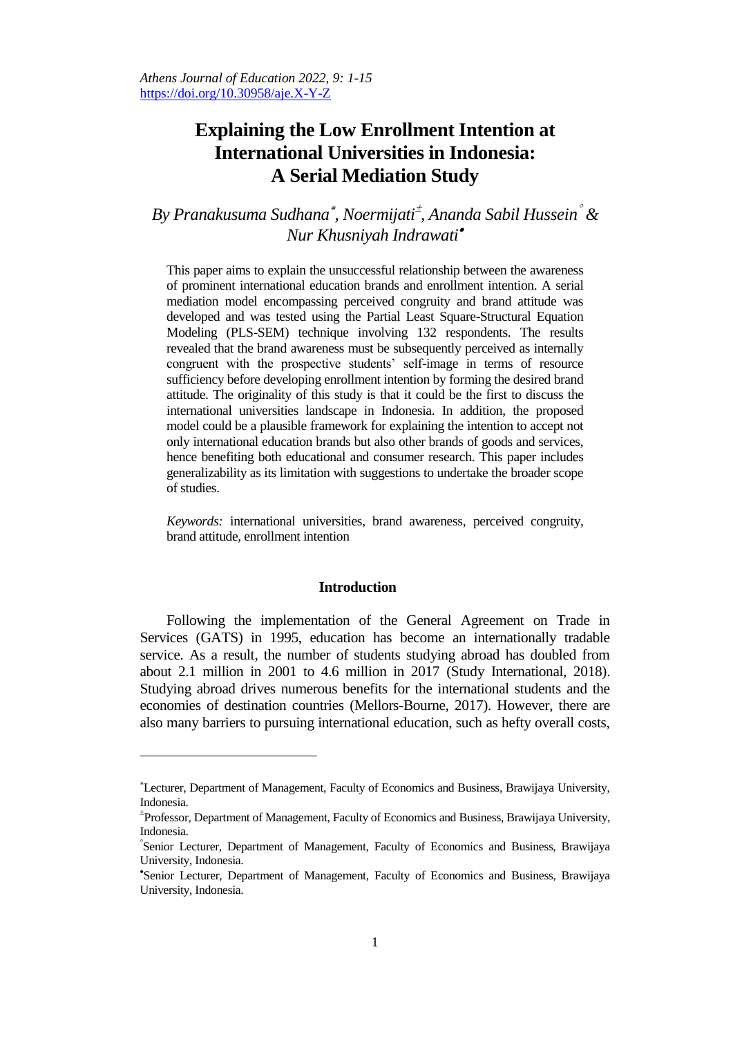# Explaining the Low Enrollment Intention at International Universities in Indonesia: A Serial Mediation Study

*By Pranakusuma Sudhana[*], Noermijati[±], Ananda Sabil Hussein[°] & Nur Khusniyah Indrawati[•]*

This paper aims to explain the unsuccessful relationship between the awareness of prominent international education brands and enrollment intention. A serial mediation model encompassing perceived congruity and brand attitude was developed and was tested using the Partial Least Square-Structural Equation Modeling (PLS-SEM) technique involving 132 respondents. The results revealed that the brand awareness must be subsequently perceived as internally congruent with the prospective students' self-image in terms of resource sufficiency before developing enrollment intention by forming the desired brand attitude. The originality of this study is that it could be the first to discuss the international universities landscape in Indonesia. In addition, the proposed model could be a plausible framework for explaining the intention to accept not only international education brands but also other brands of goods and services, hence benefiting both educational and consumer research. This paper includes generalizability as its limitation with suggestions to undertake the broader scope of studies.

*Keywords:* international universities, brand awareness, perceived congruity, brand attitude, enrollment intention

## Introduction

Following the implementation of the General Agreement on Trade in Services (GATS) in 1995, education has become an internationally tradable service. As a result, the number of students studying abroad has doubled from about 2.1 million in 2001 to 4.6 million in 2017 (Study International, 2018). Studying abroad drives numerous benefits for the international students and the economies of destination countries (Mellors-Bourne, 2017). However, there are also many barriers to pursuing international education, such as hefty overall costs,

---

[*]Lecturer, Department of Management, Faculty of Economics and Business, Brawijaya University, Indonesia.

[±]Professor, Department of Management, Faculty of Economics and Business, Brawijaya University, Indonesia.

[°]Senior Lecturer, Department of Management, Faculty of Economics and Business, Brawijaya University, Indonesia.

[•]Senior Lecturer, Department of Management, Faculty of Economics and Business, Brawijaya University, Indonesia.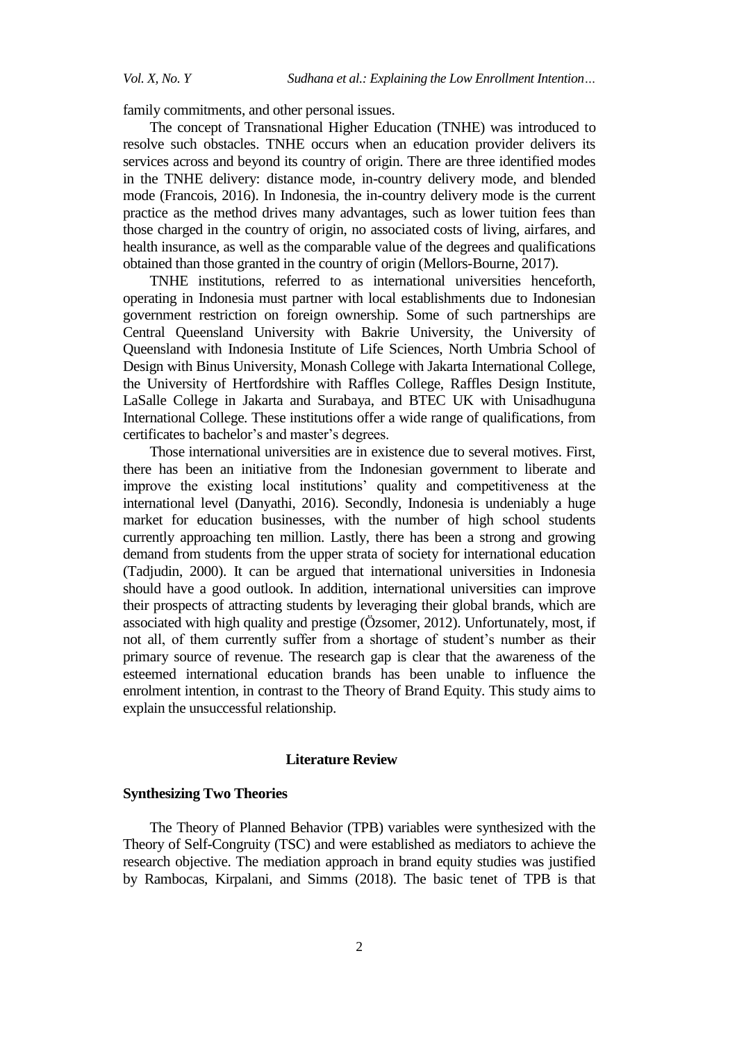family commitments, and other personal issues.

The concept of Transnational Higher Education (TNHE) was introduced to resolve such obstacles. TNHE occurs when an education provider delivers its services across and beyond its country of origin. There are three identified modes in the TNHE delivery: distance mode, in-country delivery mode, and blended mode (Francois, 2016). In Indonesia, the in-country delivery mode is the current practice as the method drives many advantages, such as lower tuition fees than those charged in the country of origin, no associated costs of living, airfares, and health insurance, as well as the comparable value of the degrees and qualifications obtained than those granted in the country of origin (Mellors-Bourne, 2017).

TNHE institutions, referred to as international universities henceforth, operating in Indonesia must partner with local establishments due to Indonesian government restriction on foreign ownership. Some of such partnerships are Central Queensland University with Bakrie University, the University of Queensland with Indonesia Institute of Life Sciences, North Umbria School of Design with Binus University, Monash College with Jakarta International College, the University of Hertfordshire with Raffles College, Raffles Design Institute, LaSalle College in Jakarta and Surabaya, and BTEC UK with Unisadhuguna International College. These institutions offer a wide range of qualifications, from certificates to bachelor's and master's degrees.

Those international universities are in existence due to several motives. First, there has been an initiative from the Indonesian government to liberate and improve the existing local institutions' quality and competitiveness at the international level (Danyathi, 2016). Secondly, Indonesia is undeniably a huge market for education businesses, with the number of high school students currently approaching ten million. Lastly, there has been a strong and growing demand from students from the upper strata of society for international education (Tadjudin, 2000). It can be argued that international universities in Indonesia should have a good outlook. In addition, international universities can improve their prospects of attracting students by leveraging their global brands, which are associated with high quality and prestige (Özsomer, 2012). Unfortunately, most, if not all, of them currently suffer from a shortage of student's number as their primary source of revenue. The research gap is clear that the awareness of the esteemed international education brands has been unable to influence the enrolment intention, in contrast to the Theory of Brand Equity. This study aims to explain the unsuccessful relationship.

## Literature Review

### Synthesizing Two Theories

The Theory of Planned Behavior (TPB) variables were synthesized with the Theory of Self-Congruity (TSC) and were established as mediators to achieve the research objective. The mediation approach in brand equity studies was justified by Rambocas, Kirpalani, and Simms (2018). The basic tenet of TPB is that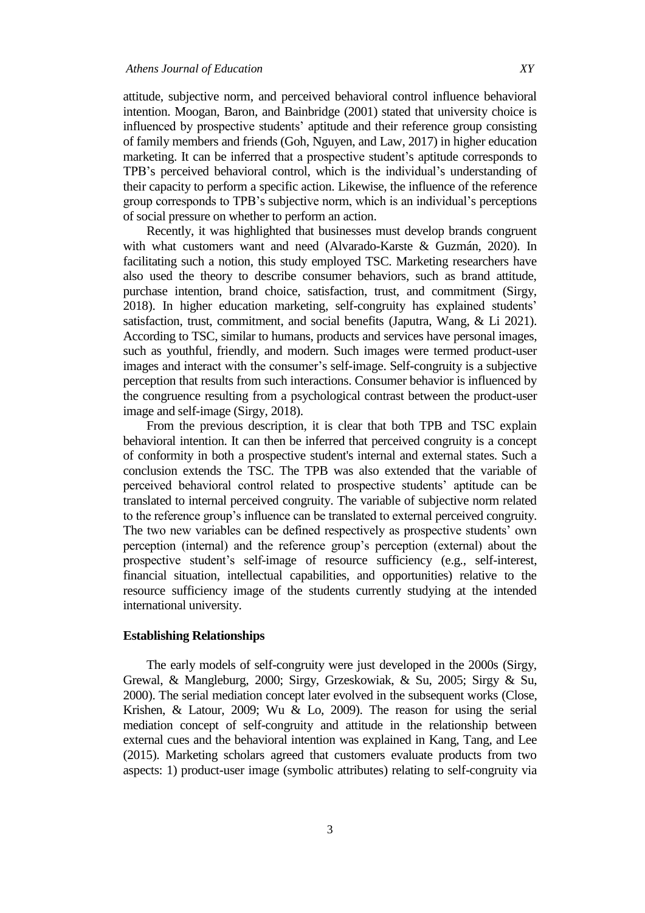attitude, subjective norm, and perceived behavioral control influence behavioral intention. Moogan, Baron, and Bainbridge (2001) stated that university choice is influenced by prospective students' aptitude and their reference group consisting of family members and friends (Goh, Nguyen, and Law, 2017) in higher education marketing. It can be inferred that a prospective student's aptitude corresponds to TPB's perceived behavioral control, which is the individual's understanding of their capacity to perform a specific action. Likewise, the influence of the reference group corresponds to TPB's subjective norm, which is an individual's perceptions of social pressure on whether to perform an action.

Recently, it was highlighted that businesses must develop brands congruent with what customers want and need (Alvarado-Karste & Guzmán, 2020). In facilitating such a notion, this study employed TSC. Marketing researchers have also used the theory to describe consumer behaviors, such as brand attitude, purchase intention, brand choice, satisfaction, trust, and commitment (Sirgy, 2018). In higher education marketing, self-congruity has explained students' satisfaction, trust, commitment, and social benefits (Japutra, Wang, & Li 2021). According to TSC, similar to humans, products and services have personal images, such as youthful, friendly, and modern. Such images were termed product-user images and interact with the consumer's self-image. Self-congruity is a subjective perception that results from such interactions. Consumer behavior is influenced by the congruence resulting from a psychological contrast between the product-user image and self-image (Sirgy, 2018).

From the previous description, it is clear that both TPB and TSC explain behavioral intention. It can then be inferred that perceived congruity is a concept of conformity in both a prospective student's internal and external states. Such a conclusion extends the TSC. The TPB was also extended that the variable of perceived behavioral control related to prospective students' aptitude can be translated to internal perceived congruity. The variable of subjective norm related to the reference group's influence can be translated to external perceived congruity. The two new variables can be defined respectively as prospective students' own perception (internal) and the reference group's perception (external) about the prospective student's self-image of resource sufficiency (e.g., self-interest, financial situation, intellectual capabilities, and opportunities) relative to the resource sufficiency image of the students currently studying at the intended international university.

### Establishing Relationships

The early models of self-congruity were just developed in the 2000s (Sirgy, Grewal, & Mangleburg, 2000; Sirgy, Grzeskowiak, & Su, 2005; Sirgy & Su, 2000). The serial mediation concept later evolved in the subsequent works (Close, Krishen, & Latour, 2009; Wu & Lo, 2009). The reason for using the serial mediation concept of self-congruity and attitude in the relationship between external cues and the behavioral intention was explained in Kang, Tang, and Lee (2015). Marketing scholars agreed that customers evaluate products from two aspects: 1) product-user image (symbolic attributes) relating to self-congruity via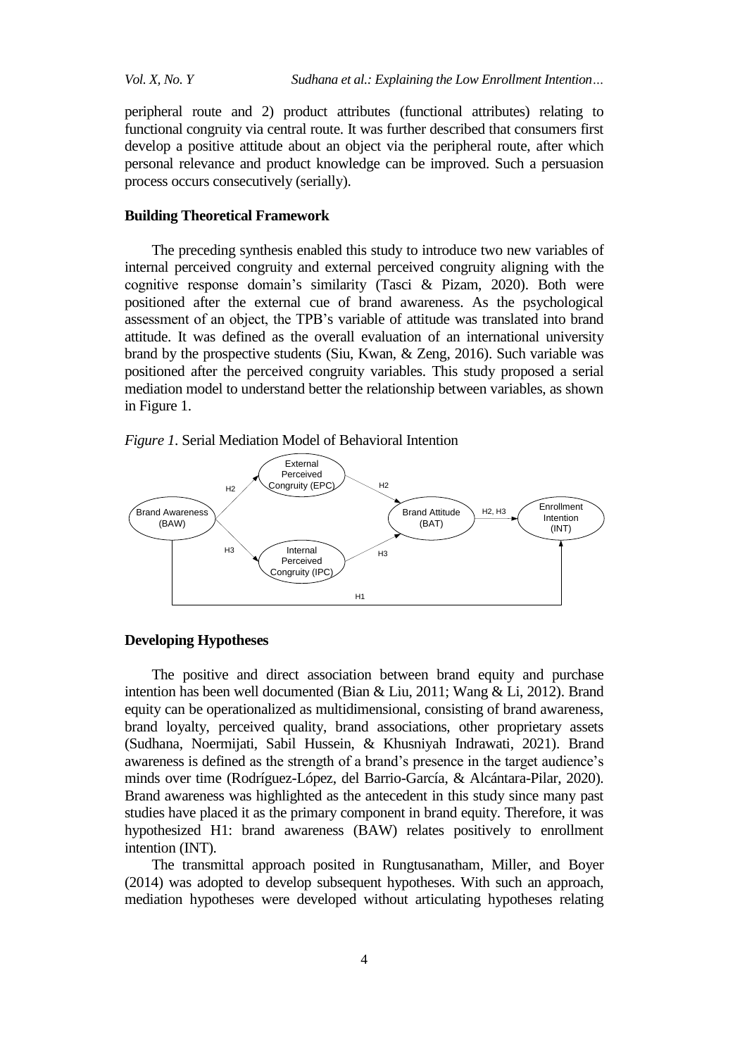peripheral route and 2) product attributes (functional attributes) relating to functional congruity via central route. It was further described that consumers first develop a positive attitude about an object via the peripheral route, after which personal relevance and product knowledge can be improved. Such a persuasion process occurs consecutively (serially).

## Building Theoretical Framework

The preceding synthesis enabled this study to introduce two new variables of internal perceived congruity and external perceived congruity aligning with the cognitive response domain's similarity (Tasci & Pizam, 2020). Both were positioned after the external cue of brand awareness. As the psychological assessment of an object, the TPB's variable of attitude was translated into brand attitude. It was defined as the overall evaluation of an international university brand by the prospective students (Siu, Kwan, & Zeng, 2016). Such variable was positioned after the perceived congruity variables. This study proposed a serial mediation model to understand better the relationship between variables, as shown in Figure 1.

*Figure 1*. Serial Mediation Model of Behavioral Intention

## Developing Hypotheses

The positive and direct association between brand equity and purchase intention has been well documented (Bian & Liu, 2011; Wang & Li, 2012). Brand equity can be operationalized as multidimensional, consisting of brand awareness, brand loyalty, perceived quality, brand associations, other proprietary assets (Sudhana, Noermijati, Sabil Hussein, & Khusniyah Indrawati, 2021). Brand awareness is defined as the strength of a brand's presence in the target audience's minds over time (Rodríguez-López, del Barrio-García, & Alcántara-Pilar, 2020). Brand awareness was highlighted as the antecedent in this study since many past studies have placed it as the primary component in brand equity. Therefore, it was hypothesized H1: brand awareness (BAW) relates positively to enrollment intention (INT).

The transmittal approach posited in Rungtusanatham, Miller, and Boyer (2014) was adopted to develop subsequent hypotheses. With such an approach, mediation hypotheses were developed without articulating hypotheses relating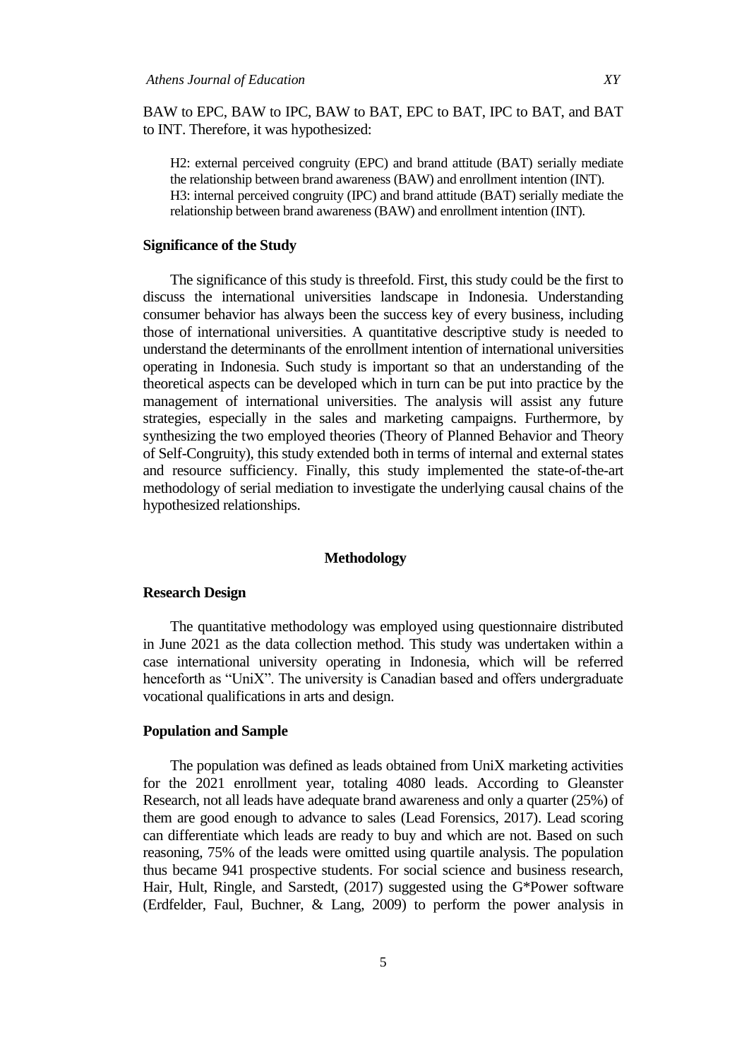BAW to EPC, BAW to IPC, BAW to BAT, EPC to BAT, IPC to BAT, and BAT to INT. Therefore, it was hypothesized:

> H2: external perceived congruity (EPC) and brand attitude (BAT) serially mediate the relationship between brand awareness (BAW) and enrollment intention (INT).
> H3: internal perceived congruity (IPC) and brand attitude (BAT) serially mediate the relationship between brand awareness (BAW) and enrollment intention (INT).

### Significance of the Study

The significance of this study is threefold. First, this study could be the first to discuss the international universities landscape in Indonesia. Understanding consumer behavior has always been the success key of every business, including those of international universities. A quantitative descriptive study is needed to understand the determinants of the enrollment intention of international universities operating in Indonesia. Such study is important so that an understanding of the theoretical aspects can be developed which in turn can be put into practice by the management of international universities. The analysis will assist any future strategies, especially in the sales and marketing campaigns. Furthermore, by synthesizing the two employed theories (Theory of Planned Behavior and Theory of Self-Congruity), this study extended both in terms of internal and external states and resource sufficiency. Finally, this study implemented the state-of-the-art methodology of serial mediation to investigate the underlying causal chains of the hypothesized relationships.

## Methodology

### Research Design

The quantitative methodology was employed using questionnaire distributed in June 2021 as the data collection method. This study was undertaken within a case international university operating in Indonesia, which will be referred henceforth as "UniX". The university is Canadian based and offers undergraduate vocational qualifications in arts and design.

### Population and Sample

The population was defined as leads obtained from UniX marketing activities for the 2021 enrollment year, totaling 4080 leads. According to Gleanster Research, not all leads have adequate brand awareness and only a quarter (25%) of them are good enough to advance to sales (Lead Forensics, 2017). Lead scoring can differentiate which leads are ready to buy and which are not. Based on such reasoning, 75% of the leads were omitted using quartile analysis. The population thus became 941 prospective students. For social science and business research, Hair, Hult, Ringle, and Sarstedt, (2017) suggested using the G*Power software (Erdfelder, Faul, Buchner, & Lang, 2009) to perform the power analysis in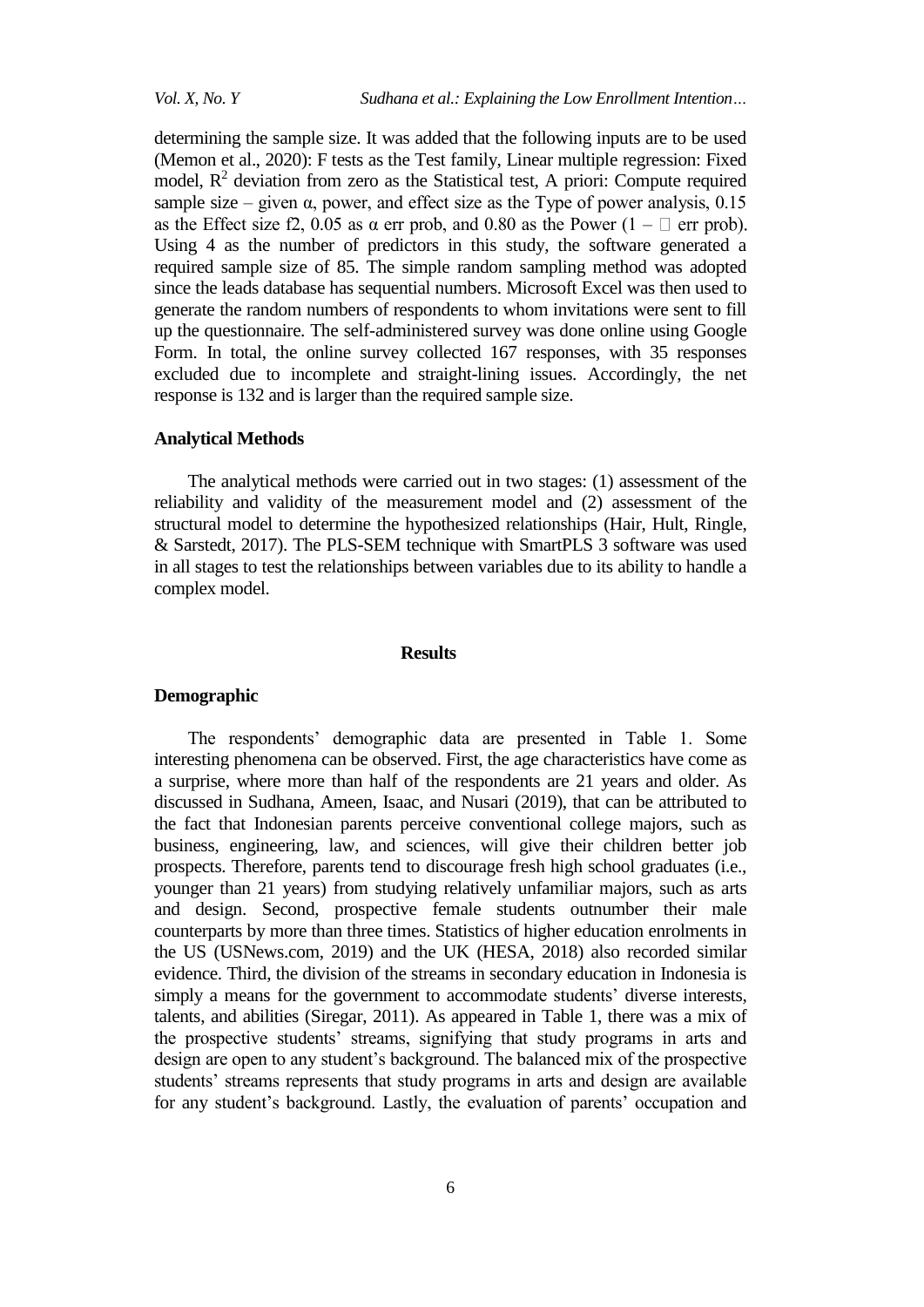determining the sample size. It was added that the following inputs are to be used (Memon et al., 2020): F tests as the Test family, Linear multiple regression: Fixed model, $R^2$ deviation from zero as the Statistical test, A priori: Compute required sample size – given α, power, and effect size as the Type of power analysis, 0.15 as the Effect size f2, 0.05 as α err prob, and 0.80 as the Power (1 – □ err prob). Using 4 as the number of predictors in this study, the software generated a required sample size of 85. The simple random sampling method was adopted since the leads database has sequential numbers. Microsoft Excel was then used to generate the random numbers of respondents to whom invitations were sent to fill up the questionnaire. The self-administered survey was done online using Google Form. In total, the online survey collected 167 responses, with 35 responses excluded due to incomplete and straight-lining issues. Accordingly, the net response is 132 and is larger than the required sample size.

### Analytical Methods

The analytical methods were carried out in two stages: (1) assessment of the reliability and validity of the measurement model and (2) assessment of the structural model to determine the hypothesized relationships (Hair, Hult, Ringle, & Sarstedt, 2017). The PLS-SEM technique with SmartPLS 3 software was used in all stages to test the relationships between variables due to its ability to handle a complex model.

## Results

### Demographic

The respondents' demographic data are presented in Table 1. Some interesting phenomena can be observed. First, the age characteristics have come as a surprise, where more than half of the respondents are 21 years and older. As discussed in Sudhana, Ameen, Isaac, and Nusari (2019), that can be attributed to the fact that Indonesian parents perceive conventional college majors, such as business, engineering, law, and sciences, will give their children better job prospects. Therefore, parents tend to discourage fresh high school graduates (i.e., younger than 21 years) from studying relatively unfamiliar majors, such as arts and design. Second, prospective female students outnumber their male counterparts by more than three times. Statistics of higher education enrolments in the US (USNews.com, 2019) and the UK (HESA, 2018) also recorded similar evidence. Third, the division of the streams in secondary education in Indonesia is simply a means for the government to accommodate students' diverse interests, talents, and abilities (Siregar, 2011). As appeared in Table 1, there was a mix of the prospective students' streams, signifying that study programs in arts and design are open to any student's background. The balanced mix of the prospective students' streams represents that study programs in arts and design are available for any student's background. Lastly, the evaluation of parents' occupation and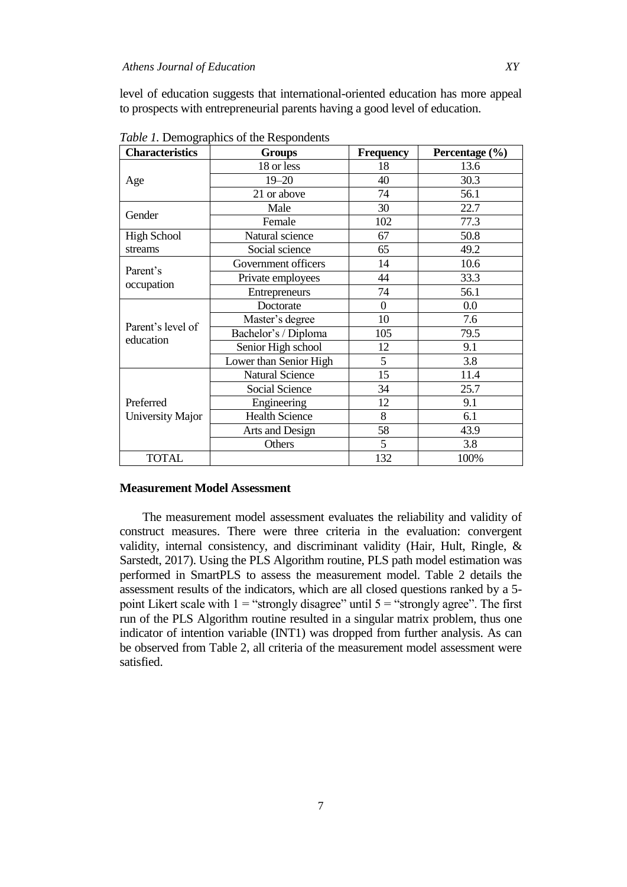level of education suggests that international-oriented education has more appeal to prospects with entrepreneurial parents having a good level of education.

*Table 1.* Demographics of the Respondents

| Characteristics | Groups | Frequency | Percentage (%) |
|---|---|---|---|
| Age | 18 or less | 18 | 13.6 |
| | 19–20 | 40 | 30.3 |
| | 21 or above | 74 | 56.1 |
| Gender | Male | 30 | 22.7 |
| | Female | 102 | 77.3 |
| High School streams | Natural science | 67 | 50.8 |
| | Social science | 65 | 49.2 |
| Parent's occupation | Government officers | 14 | 10.6 |
| | Private employees | 44 | 33.3 |
| | Entrepreneurs | 74 | 56.1 |
| Parent's level of education | Doctorate | 0 | 0.0 |
| | Master's degree | 10 | 7.6 |
| | Bachelor's / Diploma | 105 | 79.5 |
| | Senior High school | 12 | 9.1 |
| | Lower than Senior High | 5 | 3.8 |
| Preferred University Major | Natural Science | 15 | 11.4 |
| | Social Science | 34 | 25.7 |
| | Engineering | 12 | 9.1 |
| | Health Science | 8 | 6.1 |
| | Arts and Design | 58 | 43.9 |
| | Others | 5 | 3.8 |
| TOTAL | | 132 | 100% |

### Measurement Model Assessment

The measurement model assessment evaluates the reliability and validity of construct measures. There were three criteria in the evaluation: convergent validity, internal consistency, and discriminant validity (Hair, Hult, Ringle, & Sarstedt, 2017). Using the PLS Algorithm routine, PLS path model estimation was performed in SmartPLS to assess the measurement model. Table 2 details the assessment results of the indicators, which are all closed questions ranked by a 5-point Likert scale with 1 = "strongly disagree" until 5 = "strongly agree". The first run of the PLS Algorithm routine resulted in a singular matrix problem, thus one indicator of intention variable (INT1) was dropped from further analysis. As can be observed from Table 2, all criteria of the measurement model assessment were satisfied.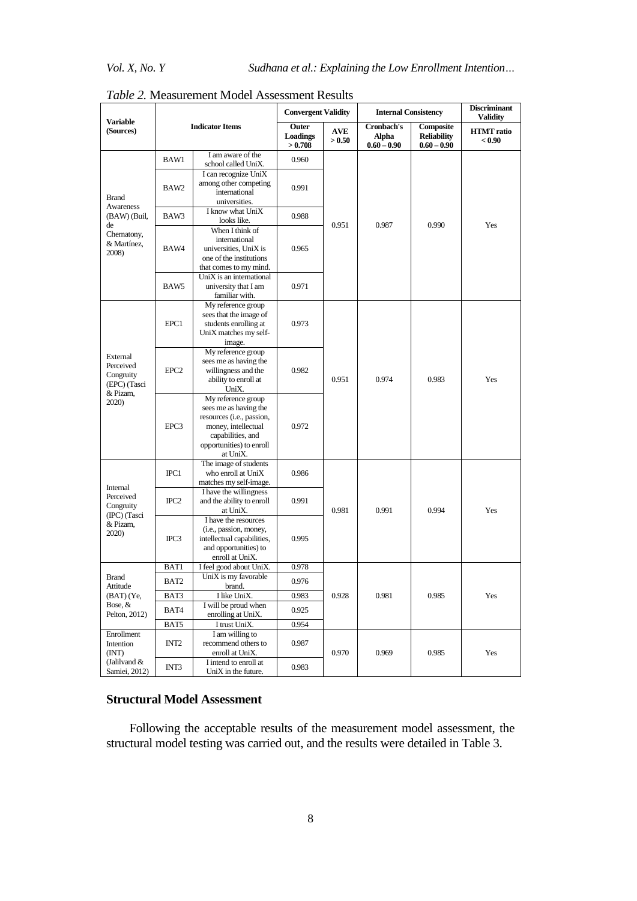*Table 2.* Measurement Model Assessment Results

| Variable (Sources) | Indicator Items | | Convergent Validity | | Internal Consistency | | Discriminant Validity |
|---|---|---|---|---|---|---|---|
| | | | Outer Loadings > 0.708 | AVE > 0.50 | Cronbach's Alpha 0.60 – 0.90 | Composite Reliability 0.60 – 0.90 | HTMT ratio < 0.90 |
| Brand Awareness (BAW) (Buil, de Chernatony, & Martínez, 2008) | BAW1 | I am aware of the school called UniX. | 0.960 | 0.951 | 0.987 | 0.990 | Yes |
| | BAW2 | I can recognize UniX among other competing international universities. | 0.991 | | | | |
| | BAW3 | I know what UniX looks like. | 0.988 | | | | |
| | BAW4 | When I think of international universities, UniX is one of the institutions that comes to my mind. | 0.965 | | | | |
| | BAW5 | UniX is an international university that I am familiar with. | 0.971 | | | | |
| External Perceived Congruity (EPC) (Tasci & Pizam, 2020) | EPC1 | My reference group sees that the image of students enrolling at UniX matches my self-image. | 0.973 | 0.951 | 0.974 | 0.983 | Yes |
| | EPC2 | My reference group sees me as having the willingness and the ability to enroll at UniX. | 0.982 | | | | |
| | EPC3 | My reference group sees me as having the resources (i.e., passion, money, intellectual capabilities, and opportunities) to enroll at UniX. | 0.972 | | | | |
| Internal Perceived Congruity (IPC) (Tasci & Pizam, 2020) | IPC1 | The image of students who enroll at UniX matches my self-image. | 0.986 | 0.981 | 0.991 | 0.994 | Yes |
| | IPC2 | I have the willingness and the ability to enroll at UniX. | 0.991 | | | | |
| | IPC3 | I have the resources (i.e., passion, money, intellectual capabilities, and opportunities) to enroll at UniX. | 0.995 | | | | |
| Brand Attitude (BAT) (Ye, Bose, & Pelton, 2012) | BAT1 | I feel good about UniX. | 0.978 | 0.928 | 0.981 | 0.985 | Yes |
| | BAT2 | UniX is my favorable brand. | 0.976 | | | | |
| | BAT3 | I like UniX. | 0.983 | | | | |
| | BAT4 | I will be proud when enrolling at UniX. | 0.925 | | | | |
| | BAT5 | I trust UniX. | 0.954 | | | | |
| Enrollment Intention (INT) (Jalilvand & Samiei, 2012) | INT2 | I am willing to recommend others to enroll at UniX. | 0.987 | 0.970 | 0.969 | 0.985 | Yes |
| | INT3 | I intend to enroll at UniX in the future. | 0.983 | | | | |

## Structural Model Assessment

Following the acceptable results of the measurement model assessment, the structural model testing was carried out, and the results were detailed in Table 3.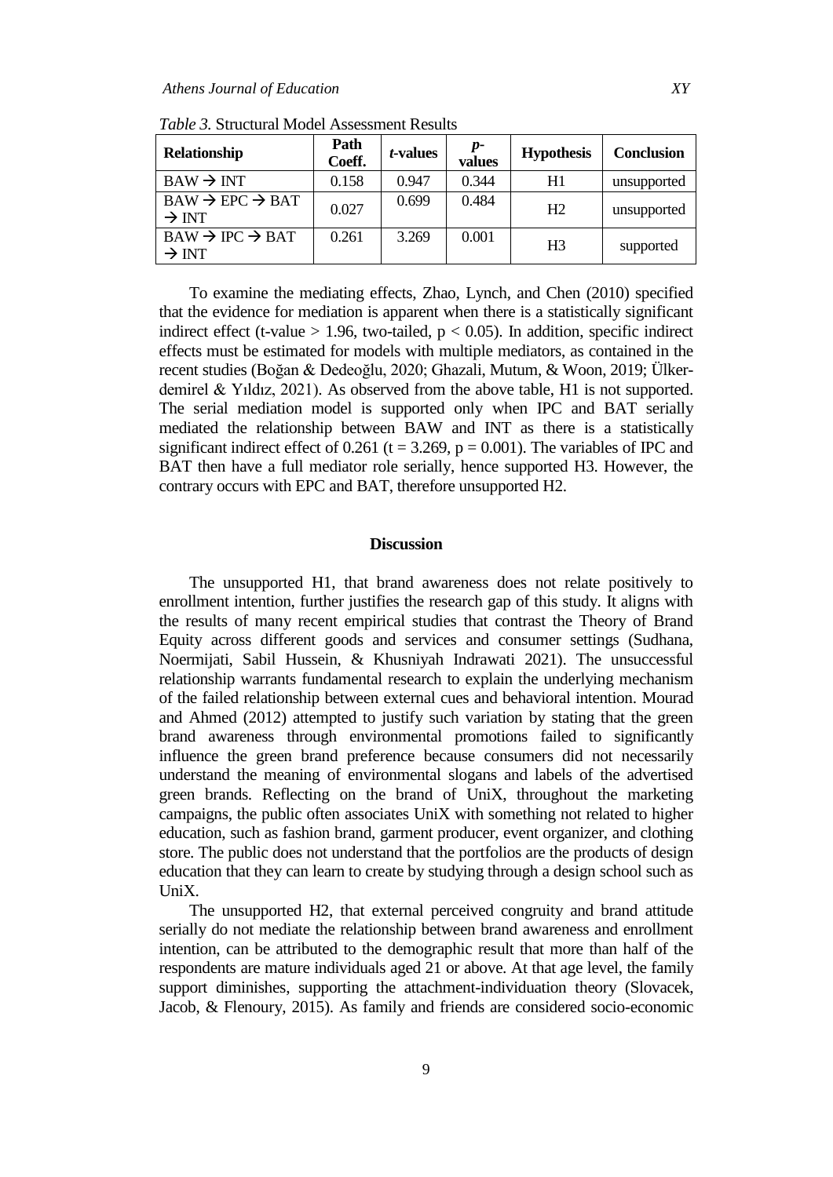*Table 3.* Structural Model Assessment Results

| Relationship | Path Coeff. | *t*-values | *p*-values | Hypothesis | Conclusion |
|---|---|---|---|---|---|
| BAW → INT | 0.158 | 0.947 | 0.344 | H1 | unsupported |
| BAW → EPC → BAT → INT | 0.027 | 0.699 | 0.484 | H2 | unsupported |
| BAW → IPC → BAT → INT | 0.261 | 3.269 | 0.001 | H3 | supported |

To examine the mediating effects, Zhao, Lynch, and Chen (2010) specified that the evidence for mediation is apparent when there is a statistically significant indirect effect (t-value $> 1.96$, two-tailed, $p < 0.05$). In addition, specific indirect effects must be estimated for models with multiple mediators, as contained in the recent studies (Boğan & Dedeoğlu, 2020; Ghazali, Mutum, & Woon, 2019; Ülkerdemirel & Yıldız, 2021). As observed from the above table, H1 is not supported. The serial mediation model is supported only when IPC and BAT serially mediated the relationship between BAW and INT as there is a statistically significant indirect effect of 0.261 ($t = 3.269$, $p = 0.001$). The variables of IPC and BAT then have a full mediator role serially, hence supported H3. However, the contrary occurs with EPC and BAT, therefore unsupported H2.

## Discussion

The unsupported H1, that brand awareness does not relate positively to enrollment intention, further justifies the research gap of this study. It aligns with the results of many recent empirical studies that contrast the Theory of Brand Equity across different goods and services and consumer settings (Sudhana, Noermijati, Sabil Hussein, & Khusniyah Indrawati 2021). The unsuccessful relationship warrants fundamental research to explain the underlying mechanism of the failed relationship between external cues and behavioral intention. Mourad and Ahmed (2012) attempted to justify such variation by stating that the green brand awareness through environmental promotions failed to significantly influence the green brand preference because consumers did not necessarily understand the meaning of environmental slogans and labels of the advertised green brands. Reflecting on the brand of UniX, throughout the marketing campaigns, the public often associates UniX with something not related to higher education, such as fashion brand, garment producer, event organizer, and clothing store. The public does not understand that the portfolios are the products of design education that they can learn to create by studying through a design school such as UniX.

The unsupported H2, that external perceived congruity and brand attitude serially do not mediate the relationship between brand awareness and enrollment intention, can be attributed to the demographic result that more than half of the respondents are mature individuals aged 21 or above. At that age level, the family support diminishes, supporting the attachment-individuation theory (Slovacek, Jacob, & Flenoury, 2015). As family and friends are considered socio-economic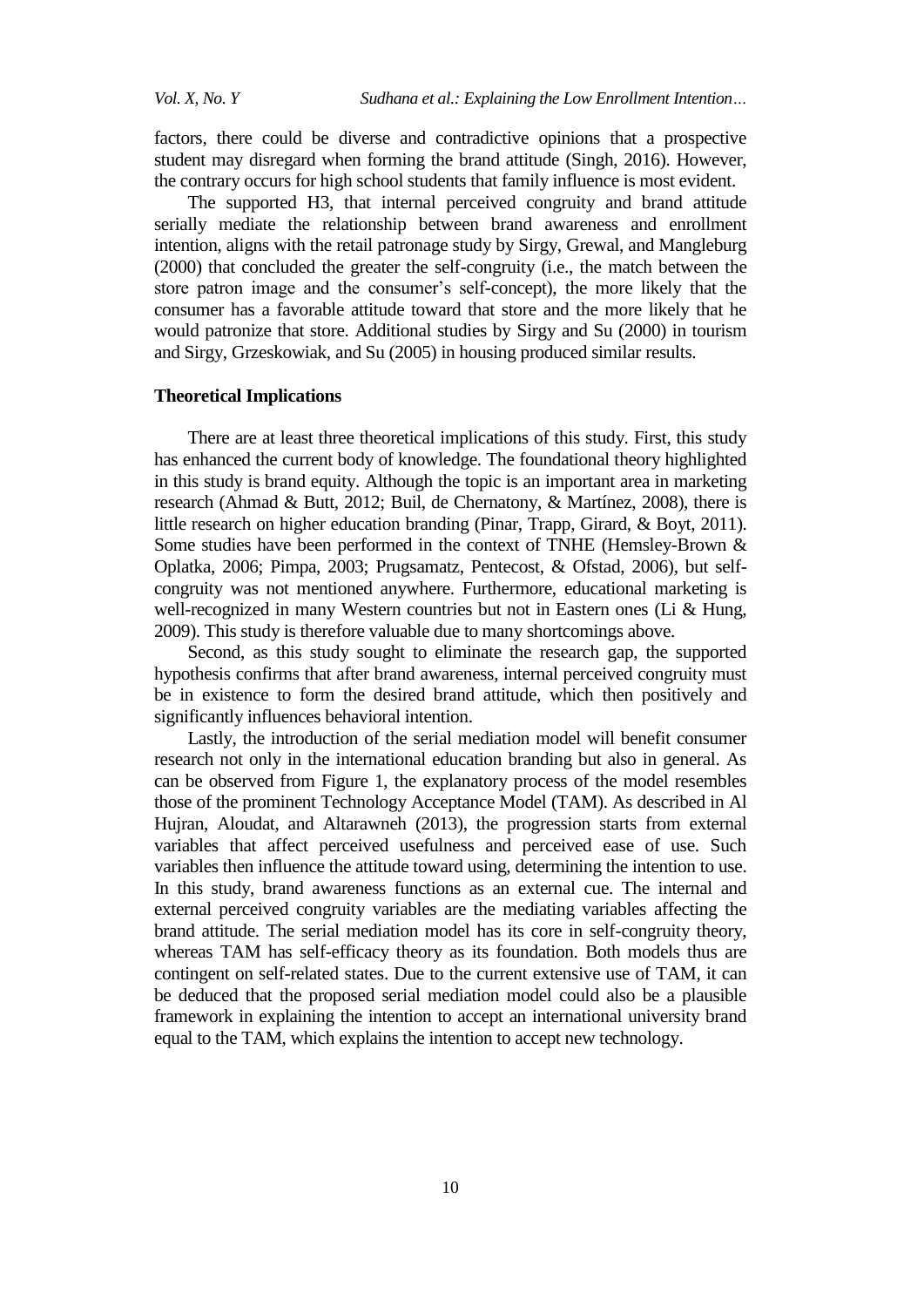factors, there could be diverse and contradictive opinions that a prospective student may disregard when forming the brand attitude (Singh, 2016). However, the contrary occurs for high school students that family influence is most evident.

The supported H3, that internal perceived congruity and brand attitude serially mediate the relationship between brand awareness and enrollment intention, aligns with the retail patronage study by Sirgy, Grewal, and Mangleburg (2000) that concluded the greater the self-congruity (i.e., the match between the store patron image and the consumer's self-concept), the more likely that the consumer has a favorable attitude toward that store and the more likely that he would patronize that store. Additional studies by Sirgy and Su (2000) in tourism and Sirgy, Grzeskowiak, and Su (2005) in housing produced similar results.

### Theoretical Implications

There are at least three theoretical implications of this study. First, this study has enhanced the current body of knowledge. The foundational theory highlighted in this study is brand equity. Although the topic is an important area in marketing research (Ahmad & Butt, 2012; Buil, de Chernatony, & Martínez, 2008), there is little research on higher education branding (Pinar, Trapp, Girard, & Boyt, 2011). Some studies have been performed in the context of TNHE (Hemsley-Brown & Oplatka, 2006; Pimpa, 2003; Prugsamatz, Pentecost, & Ofstad, 2006), but self-congruity was not mentioned anywhere. Furthermore, educational marketing is well-recognized in many Western countries but not in Eastern ones (Li & Hung, 2009). This study is therefore valuable due to many shortcomings above.

Second, as this study sought to eliminate the research gap, the supported hypothesis confirms that after brand awareness, internal perceived congruity must be in existence to form the desired brand attitude, which then positively and significantly influences behavioral intention.

Lastly, the introduction of the serial mediation model will benefit consumer research not only in the international education branding but also in general. As can be observed from Figure 1, the explanatory process of the model resembles those of the prominent Technology Acceptance Model (TAM). As described in Al Hujran, Aloudat, and Altarawneh (2013), the progression starts from external variables that affect perceived usefulness and perceived ease of use. Such variables then influence the attitude toward using, determining the intention to use. In this study, brand awareness functions as an external cue. The internal and external perceived congruity variables are the mediating variables affecting the brand attitude. The serial mediation model has its core in self-congruity theory, whereas TAM has self-efficacy theory as its foundation. Both models thus are contingent on self-related states. Due to the current extensive use of TAM, it can be deduced that the proposed serial mediation model could also be a plausible framework in explaining the intention to accept an international university brand equal to the TAM, which explains the intention to accept new technology.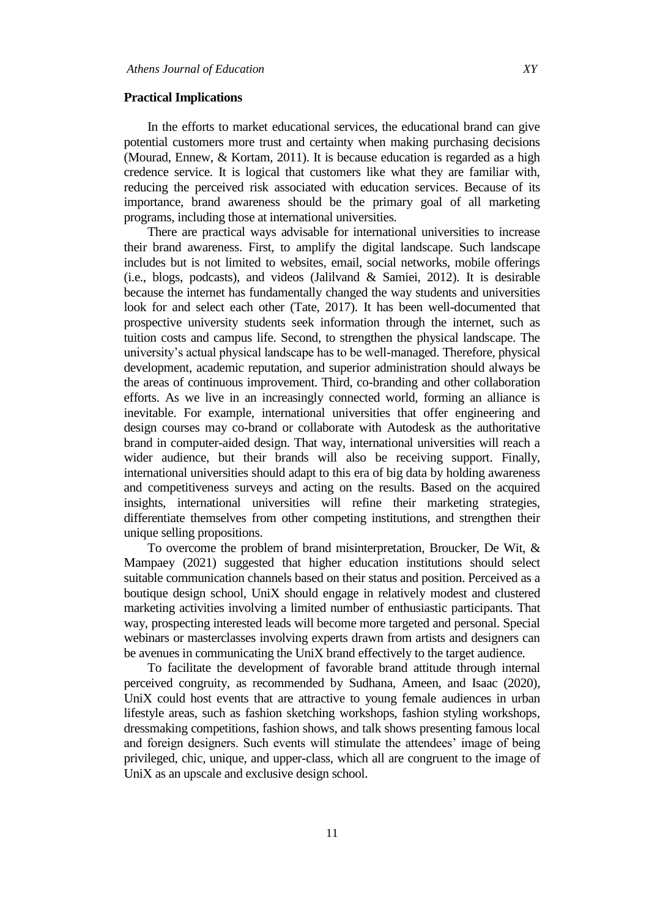## Practical Implications

In the efforts to market educational services, the educational brand can give potential customers more trust and certainty when making purchasing decisions (Mourad, Ennew, & Kortam, 2011). It is because education is regarded as a high credence service. It is logical that customers like what they are familiar with, reducing the perceived risk associated with education services. Because of its importance, brand awareness should be the primary goal of all marketing programs, including those at international universities.

There are practical ways advisable for international universities to increase their brand awareness. First, to amplify the digital landscape. Such landscape includes but is not limited to websites, email, social networks, mobile offerings (i.e., blogs, podcasts), and videos (Jalilvand & Samiei, 2012). It is desirable because the internet has fundamentally changed the way students and universities look for and select each other (Tate, 2017). It has been well-documented that prospective university students seek information through the internet, such as tuition costs and campus life. Second, to strengthen the physical landscape. The university's actual physical landscape has to be well-managed. Therefore, physical development, academic reputation, and superior administration should always be the areas of continuous improvement. Third, co-branding and other collaboration efforts. As we live in an increasingly connected world, forming an alliance is inevitable. For example, international universities that offer engineering and design courses may co-brand or collaborate with Autodesk as the authoritative brand in computer-aided design. That way, international universities will reach a wider audience, but their brands will also be receiving support. Finally, international universities should adapt to this era of big data by holding awareness and competitiveness surveys and acting on the results. Based on the acquired insights, international universities will refine their marketing strategies, differentiate themselves from other competing institutions, and strengthen their unique selling propositions.

To overcome the problem of brand misinterpretation, Broucker, De Wit, & Mampaey (2021) suggested that higher education institutions should select suitable communication channels based on their status and position. Perceived as a boutique design school, UniX should engage in relatively modest and clustered marketing activities involving a limited number of enthusiastic participants. That way, prospecting interested leads will become more targeted and personal. Special webinars or masterclasses involving experts drawn from artists and designers can be avenues in communicating the UniX brand effectively to the target audience.

To facilitate the development of favorable brand attitude through internal perceived congruity, as recommended by Sudhana, Ameen, and Isaac (2020), UniX could host events that are attractive to young female audiences in urban lifestyle areas, such as fashion sketching workshops, fashion styling workshops, dressmaking competitions, fashion shows, and talk shows presenting famous local and foreign designers. Such events will stimulate the attendees' image of being privileged, chic, unique, and upper-class, which all are congruent to the image of UniX as an upscale and exclusive design school.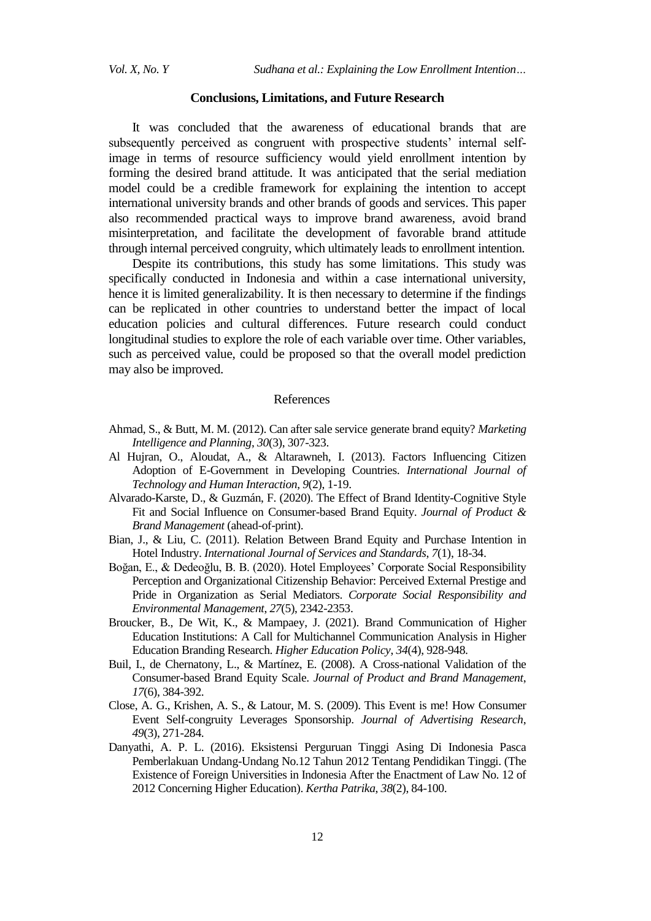## Conclusions, Limitations, and Future Research

It was concluded that the awareness of educational brands that are subsequently perceived as congruent with prospective students' internal self-image in terms of resource sufficiency would yield enrollment intention by forming the desired brand attitude. It was anticipated that the serial mediation model could be a credible framework for explaining the intention to accept international university brands and other brands of goods and services. This paper also recommended practical ways to improve brand awareness, avoid brand misinterpretation, and facilitate the development of favorable brand attitude through internal perceived congruity, which ultimately leads to enrollment intention.

Despite its contributions, this study has some limitations. This study was specifically conducted in Indonesia and within a case international university, hence it is limited generalizability. It is then necessary to determine if the findings can be replicated in other countries to understand better the impact of local education policies and cultural differences. Future research could conduct longitudinal studies to explore the role of each variable over time. Other variables, such as perceived value, could be proposed so that the overall model prediction may also be improved.

## References

Ahmad, S., & Butt, M. M. (2012). Can after sale service generate brand equity? *Marketing Intelligence and Planning*, *30*(3), 307-323.

Al Hujran, O., Aloudat, A., & Altarawneh, I. (2013). Factors Influencing Citizen Adoption of E-Government in Developing Countries. *International Journal of Technology and Human Interaction*, *9*(2), 1-19.

Alvarado-Karste, D., & Guzmán, F. (2020). The Effect of Brand Identity-Cognitive Style Fit and Social Influence on Consumer-based Brand Equity. *Journal of Product & Brand Management* (ahead-of-print).

Bian, J., & Liu, C. (2011). Relation Between Brand Equity and Purchase Intention in Hotel Industry. *International Journal of Services and Standards*, *7*(1), 18-34.

Boğan, E., & Dedeoğlu, B. B. (2020). Hotel Employees' Corporate Social Responsibility Perception and Organizational Citizenship Behavior: Perceived External Prestige and Pride in Organization as Serial Mediators. *Corporate Social Responsibility and Environmental Management*, *27*(5), 2342-2353.

Broucker, B., De Wit, K., & Mampaey, J. (2021). Brand Communication of Higher Education Institutions: A Call for Multichannel Communication Analysis in Higher Education Branding Research. *Higher Education Policy*, *34*(4), 928-948.

Buil, I., de Chernatony, L., & Martínez, E. (2008). A Cross-national Validation of the Consumer-based Brand Equity Scale. *Journal of Product and Brand Management*, *17*(6), 384-392.

Close, A. G., Krishen, A. S., & Latour, M. S. (2009). This Event is me! How Consumer Event Self-congruity Leverages Sponsorship. *Journal of Advertising Research*, *49*(3), 271-284.

Danyathi, A. P. L. (2016). Eksistensi Perguruan Tinggi Asing Di Indonesia Pasca Pemberlakuan Undang-Undang No.12 Tahun 2012 Tentang Pendidikan Tinggi. (The Existence of Foreign Universities in Indonesia After the Enactment of Law No. 12 of 2012 Concerning Higher Education). *Kertha Patrika*, *38*(2), 84-100.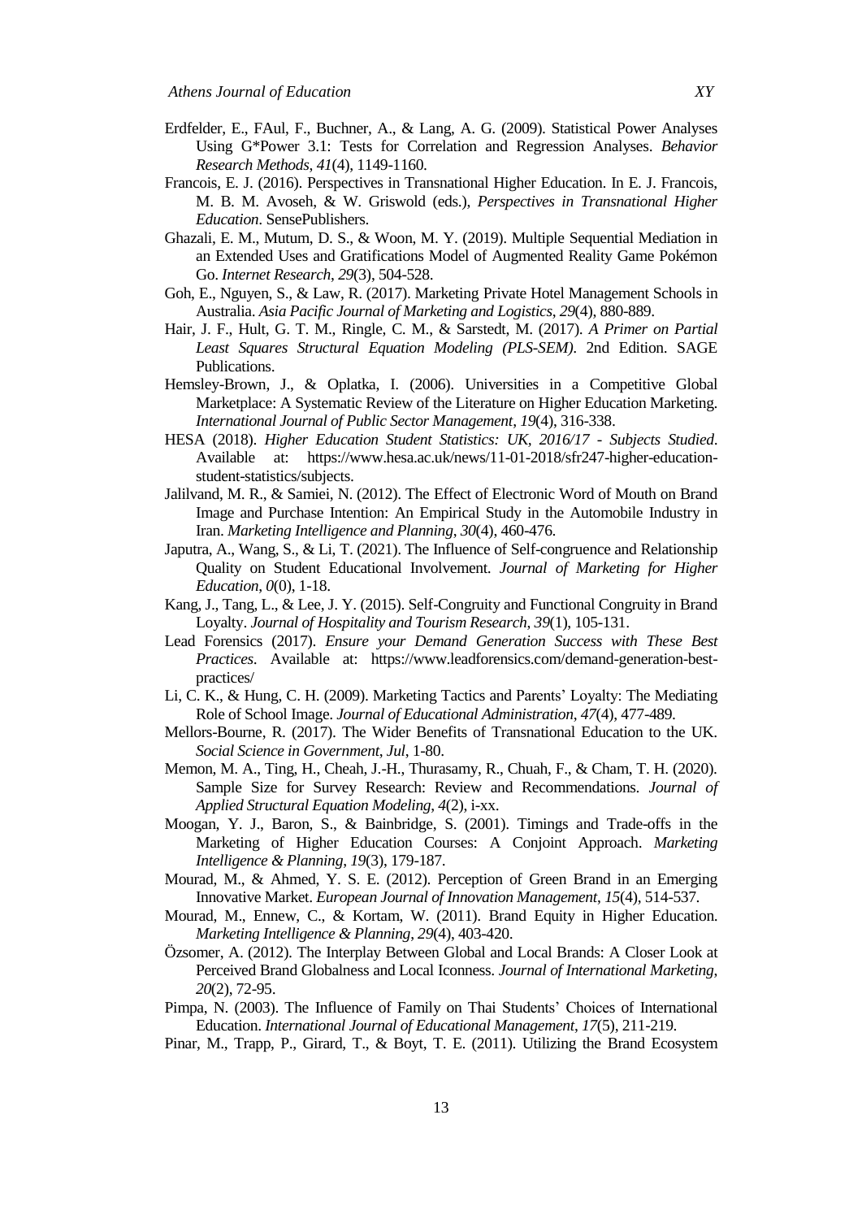Erdfelder, E., FAul, F., Buchner, A., & Lang, A. G. (2009). Statistical Power Analyses Using G*Power 3.1: Tests for Correlation and Regression Analyses. *Behavior Research Methods*, *41*(4), 1149-1160.

Francois, E. J. (2016). Perspectives in Transnational Higher Education. In E. J. Francois, M. B. M. Avoseh, & W. Griswold (eds.), *Perspectives in Transnational Higher Education*. SensePublishers.

Ghazali, E. M., Mutum, D. S., & Woon, M. Y. (2019). Multiple Sequential Mediation in an Extended Uses and Gratifications Model of Augmented Reality Game Pokémon Go. *Internet Research*, *29*(3), 504-528.

Goh, E., Nguyen, S., & Law, R. (2017). Marketing Private Hotel Management Schools in Australia. *Asia Pacific Journal of Marketing and Logistics*, *29*(4), 880-889.

Hair, J. F., Hult, G. T. M., Ringle, C. M., & Sarstedt, M. (2017). *A Primer on Partial Least Squares Structural Equation Modeling (PLS-SEM)*. 2nd Edition. SAGE Publications.

Hemsley-Brown, J., & Oplatka, I. (2006). Universities in a Competitive Global Marketplace: A Systematic Review of the Literature on Higher Education Marketing. *International Journal of Public Sector Management*, *19*(4), 316-338.

HESA (2018). *Higher Education Student Statistics: UK, 2016/17 - Subjects Studied*. Available at: https://www.hesa.ac.uk/news/11-01-2018/sfr247-higher-education-student-statistics/subjects.

Jalilvand, M. R., & Samiei, N. (2012). The Effect of Electronic Word of Mouth on Brand Image and Purchase Intention: An Empirical Study in the Automobile Industry in Iran. *Marketing Intelligence and Planning*, *30*(4), 460-476.

Japutra, A., Wang, S., & Li, T. (2021). The Influence of Self-congruence and Relationship Quality on Student Educational Involvement. *Journal of Marketing for Higher Education*, *0*(0), 1-18.

Kang, J., Tang, L., & Lee, J. Y. (2015). Self-Congruity and Functional Congruity in Brand Loyalty. *Journal of Hospitality and Tourism Research*, *39*(1), 105-131.

Lead Forensics (2017). *Ensure your Demand Generation Success with These Best Practices*. Available at: https://www.leadforensics.com/demand-generation-best-practices/

Li, C. K., & Hung, C. H. (2009). Marketing Tactics and Parents' Loyalty: The Mediating Role of School Image. *Journal of Educational Administration*, *47*(4), 477-489.

Mellors-Bourne, R. (2017). The Wider Benefits of Transnational Education to the UK. *Social Science in Government*, *Jul*, 1-80.

Memon, M. A., Ting, H., Cheah, J.-H., Thurasamy, R., Chuah, F., & Cham, T. H. (2020). Sample Size for Survey Research: Review and Recommendations. *Journal of Applied Structural Equation Modeling*, *4*(2), i-xx.

Moogan, Y. J., Baron, S., & Bainbridge, S. (2001). Timings and Trade-offs in the Marketing of Higher Education Courses: A Conjoint Approach. *Marketing Intelligence & Planning*, *19*(3), 179-187.

Mourad, M., & Ahmed, Y. S. E. (2012). Perception of Green Brand in an Emerging Innovative Market. *European Journal of Innovation Management*, *15*(4), 514-537.

Mourad, M., Ennew, C., & Kortam, W. (2011). Brand Equity in Higher Education. *Marketing Intelligence & Planning*, *29*(4), 403-420.

Özsomer, A. (2012). The Interplay Between Global and Local Brands: A Closer Look at Perceived Brand Globalness and Local Iconness. *Journal of International Marketing*, *20*(2), 72-95.

Pimpa, N. (2003). The Influence of Family on Thai Students' Choices of International Education. *International Journal of Educational Management*, *17*(5), 211-219.

Pinar, M., Trapp, P., Girard, T., & Boyt, T. E. (2011). Utilizing the Brand Ecosystem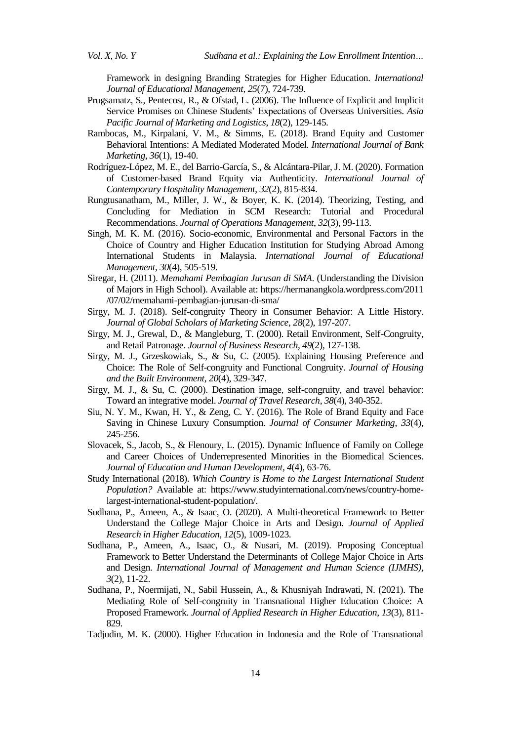Framework in designing Branding Strategies for Higher Education. *International Journal of Educational Management*, *25*(7), 724-739.

Prugsamatz, S., Pentecost, R., & Ofstad, L. (2006). The Influence of Explicit and Implicit Service Promises on Chinese Students' Expectations of Overseas Universities. *Asia Pacific Journal of Marketing and Logistics*, *18*(2), 129-145.

Rambocas, M., Kirpalani, V. M., & Simms, E. (2018). Brand Equity and Customer Behavioral Intentions: A Mediated Moderated Model. *International Journal of Bank Marketing*, *36*(1), 19-40.

Rodríguez-López, M. E., del Barrio-García, S., & Alcántara-Pilar, J. M. (2020). Formation of Customer-based Brand Equity via Authenticity. *International Journal of Contemporary Hospitality Management*, *32*(2), 815-834.

Rungtusanatham, M., Miller, J. W., & Boyer, K. K. (2014). Theorizing, Testing, and Concluding for Mediation in SCM Research: Tutorial and Procedural Recommendations. *Journal of Operations Management*, *32*(3), 99-113.

Singh, M. K. M. (2016). Socio-economic, Environmental and Personal Factors in the Choice of Country and Higher Education Institution for Studying Abroad Among International Students in Malaysia. *International Journal of Educational Management*, *30*(4), 505-519.

Siregar, H. (2011). *Memahami Pembagian Jurusan di SMA*. (Understanding the Division of Majors in High School). Available at: https://hermanangkola.wordpress.com/2011/07/02/memahami-pembagian-jurusan-di-sma/

Sirgy, M. J. (2018). Self-congruity Theory in Consumer Behavior: A Little History. *Journal of Global Scholars of Marketing Science*, *28*(2), 197-207.

Sirgy, M. J., Grewal, D., & Mangleburg, T. (2000). Retail Environment, Self-Congruity, and Retail Patronage. *Journal of Business Research*, *49*(2), 127-138.

Sirgy, M. J., Grzeskowiak, S., & Su, C. (2005). Explaining Housing Preference and Choice: The Role of Self-congruity and Functional Congruity. *Journal of Housing and the Built Environment*, *20*(4), 329-347.

Sirgy, M. J., & Su, C. (2000). Destination image, self-congruity, and travel behavior: Toward an integrative model. *Journal of Travel Research*, *38*(4), 340-352.

Siu, N. Y. M., Kwan, H. Y., & Zeng, C. Y. (2016). The Role of Brand Equity and Face Saving in Chinese Luxury Consumption. *Journal of Consumer Marketing*, *33*(4), 245-256.

Slovacek, S., Jacob, S., & Flenoury, L. (2015). Dynamic Influence of Family on College and Career Choices of Underrepresented Minorities in the Biomedical Sciences. *Journal of Education and Human Development*, *4*(4), 63-76.

Study International (2018). *Which Country is Home to the Largest International Student Population?* Available at: https://www.studyinternational.com/news/country-home-largest-international-student-population/.

Sudhana, P., Ameen, A., & Isaac, O. (2020). A Multi-theoretical Framework to Better Understand the College Major Choice in Arts and Design. *Journal of Applied Research in Higher Education*, *12*(5), 1009-1023.

Sudhana, P., Ameen, A., Isaac, O., & Nusari, M. (2019). Proposing Conceptual Framework to Better Understand the Determinants of College Major Choice in Arts and Design. *International Journal of Management and Human Science (IJMHS)*, *3*(2), 11-22.

Sudhana, P., Noermijati, N., Sabil Hussein, A., & Khusniyah Indrawati, N. (2021). The Mediating Role of Self-congruity in Transnational Higher Education Choice: A Proposed Framework. *Journal of Applied Research in Higher Education*, *13*(3), 811-829.

Tadjudin, M. K. (2000). Higher Education in Indonesia and the Role of Transnational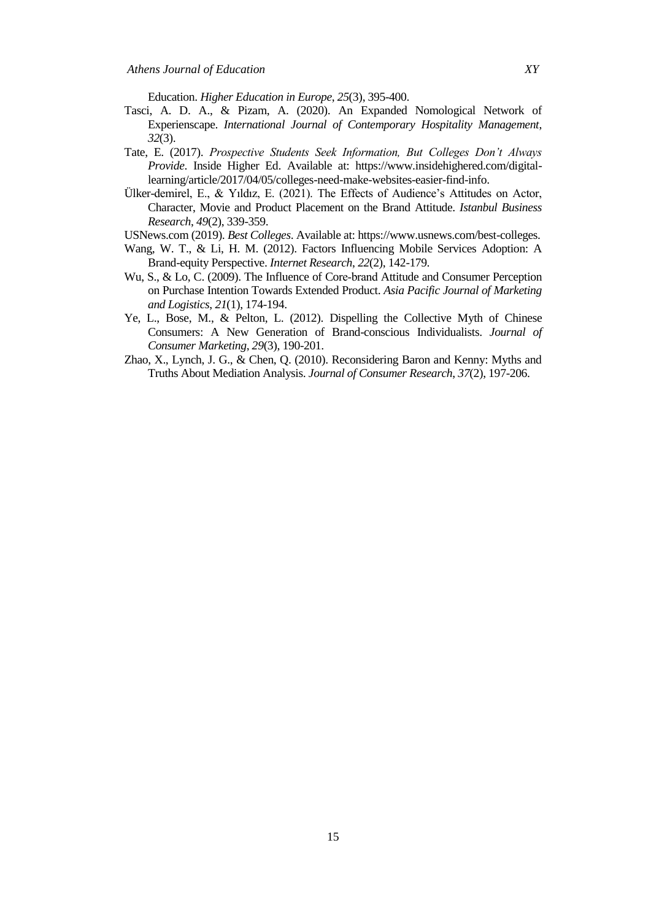Education. *Higher Education in Europe*, *25*(3), 395-400.

Tasci, A. D. A., & Pizam, A. (2020). An Expanded Nomological Network of Experienscape. *International Journal of Contemporary Hospitality Management*, *32*(3).

Tate, E. (2017). *Prospective Students Seek Information, But Colleges Don't Always Provide*. Inside Higher Ed. Available at: https://www.insidehighered.com/digital-learning/article/2017/04/05/colleges-need-make-websites-easier-find-info.

Ülker-demirel, E., & Yıldız, E. (2021). The Effects of Audience's Attitudes on Actor, Character, Movie and Product Placement on the Brand Attitude. *Istanbul Business Research*, *49*(2), 339-359.

USNews.com (2019). *Best Colleges*. Available at: https://www.usnews.com/best-colleges.

Wang, W. T., & Li, H. M. (2012). Factors Influencing Mobile Services Adoption: A Brand-equity Perspective. *Internet Research*, *22*(2), 142-179.

Wu, S., & Lo, C. (2009). The Influence of Core-brand Attitude and Consumer Perception on Purchase Intention Towards Extended Product. *Asia Pacific Journal of Marketing and Logistics*, *21*(1), 174-194.

Ye, L., Bose, M., & Pelton, L. (2012). Dispelling the Collective Myth of Chinese Consumers: A New Generation of Brand-conscious Individualists. *Journal of Consumer Marketing*, *29*(3), 190-201.

Zhao, X., Lynch, J. G., & Chen, Q. (2010). Reconsidering Baron and Kenny: Myths and Truths About Mediation Analysis. *Journal of Consumer Research*, *37*(2), 197-206.